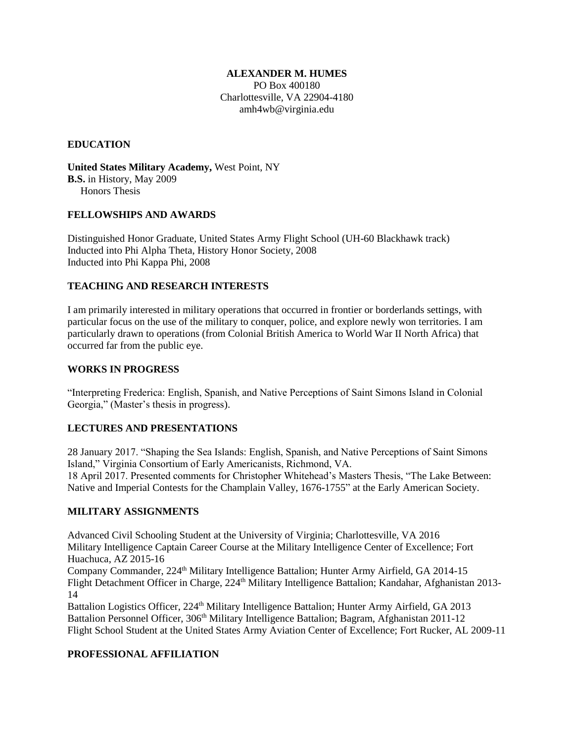# ALEXANDER M. HUMES

PO Box 400180
Charlottesville, VA 22904-4180
amh4wb@virginia.edu

## EDUCATION

**United States Military Academy,** West Point, NY
**B.S.** in History, May 2009
Honors Thesis

## FELLOWSHIPS AND AWARDS

Distinguished Honor Graduate, United States Army Flight School (UH-60 Blackhawk track)
Inducted into Phi Alpha Theta, History Honor Society, 2008
Inducted into Phi Kappa Phi, 2008

## TEACHING AND RESEARCH INTERESTS

I am primarily interested in military operations that occurred in frontier or borderlands settings, with particular focus on the use of the military to conquer, police, and explore newly won territories. I am particularly drawn to operations (from Colonial British America to World War II North Africa) that occurred far from the public eye.

## WORKS IN PROGRESS

"Interpreting Frederica: English, Spanish, and Native Perceptions of Saint Simons Island in Colonial Georgia," (Master's thesis in progress).

## LECTURES AND PRESENTATIONS

28 January 2017. "Shaping the Sea Islands: English, Spanish, and Native Perceptions of Saint Simons Island," Virginia Consortium of Early Americanists, Richmond, VA.
18 April 2017. Presented comments for Christopher Whitehead's Masters Thesis, "The Lake Between: Native and Imperial Contests for the Champlain Valley, 1676-1755" at the Early American Society.

## MILITARY ASSIGNMENTS

Advanced Civil Schooling Student at the University of Virginia; Charlottesville, VA 2016
Military Intelligence Captain Career Course at the Military Intelligence Center of Excellence; Fort Huachuca, AZ 2015-16
Company Commander, 224th Military Intelligence Battalion; Hunter Army Airfield, GA 2014-15
Flight Detachment Officer in Charge, 224th Military Intelligence Battalion; Kandahar, Afghanistan 2013-14
Battalion Logistics Officer, 224th Military Intelligence Battalion; Hunter Army Airfield, GA 2013
Battalion Personnel Officer, 306th Military Intelligence Battalion; Bagram, Afghanistan 2011-12
Flight School Student at the United States Army Aviation Center of Excellence; Fort Rucker, AL 2009-11

## PROFESSIONAL AFFILIATION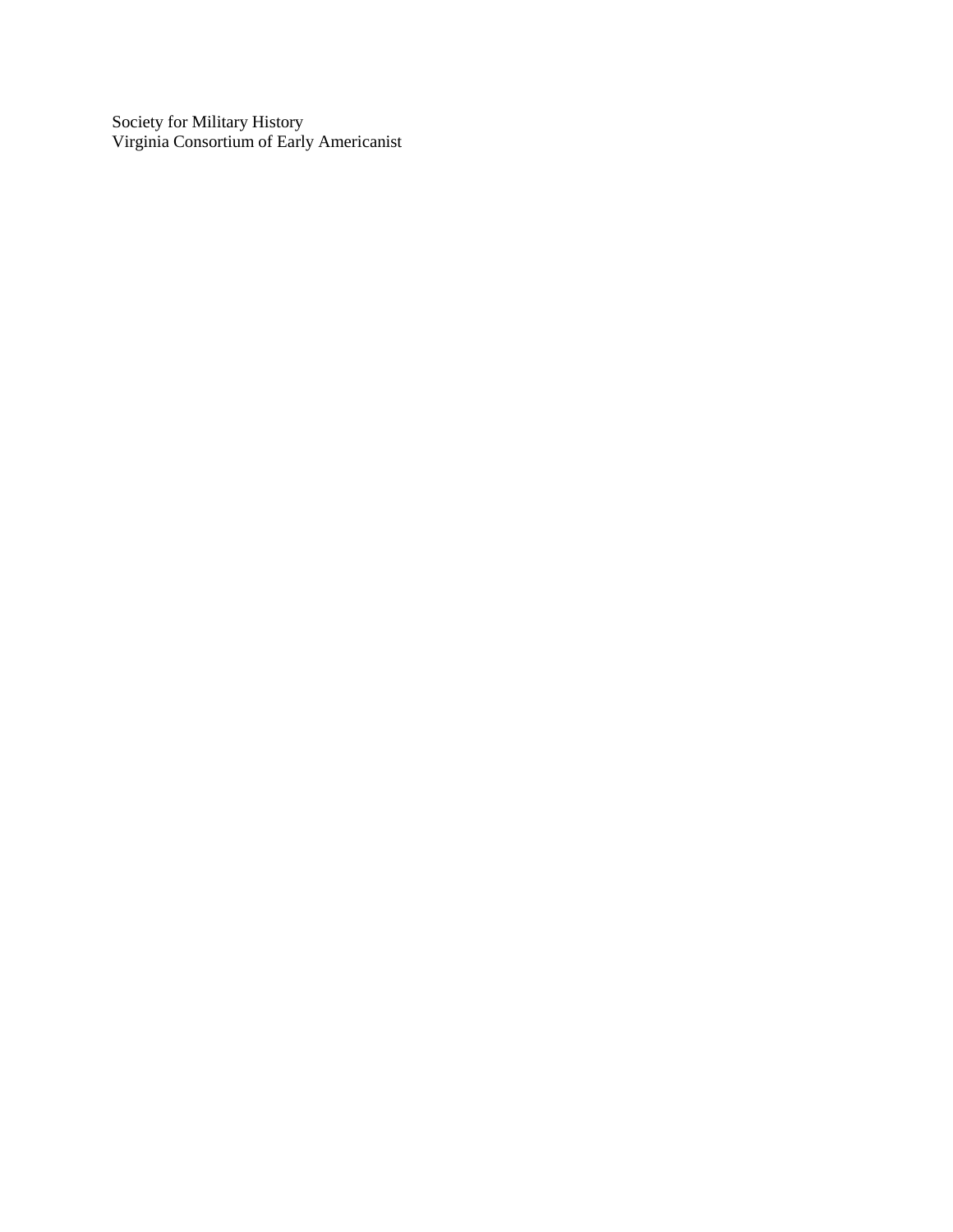Society for Military History
Virginia Consortium of Early Americanist